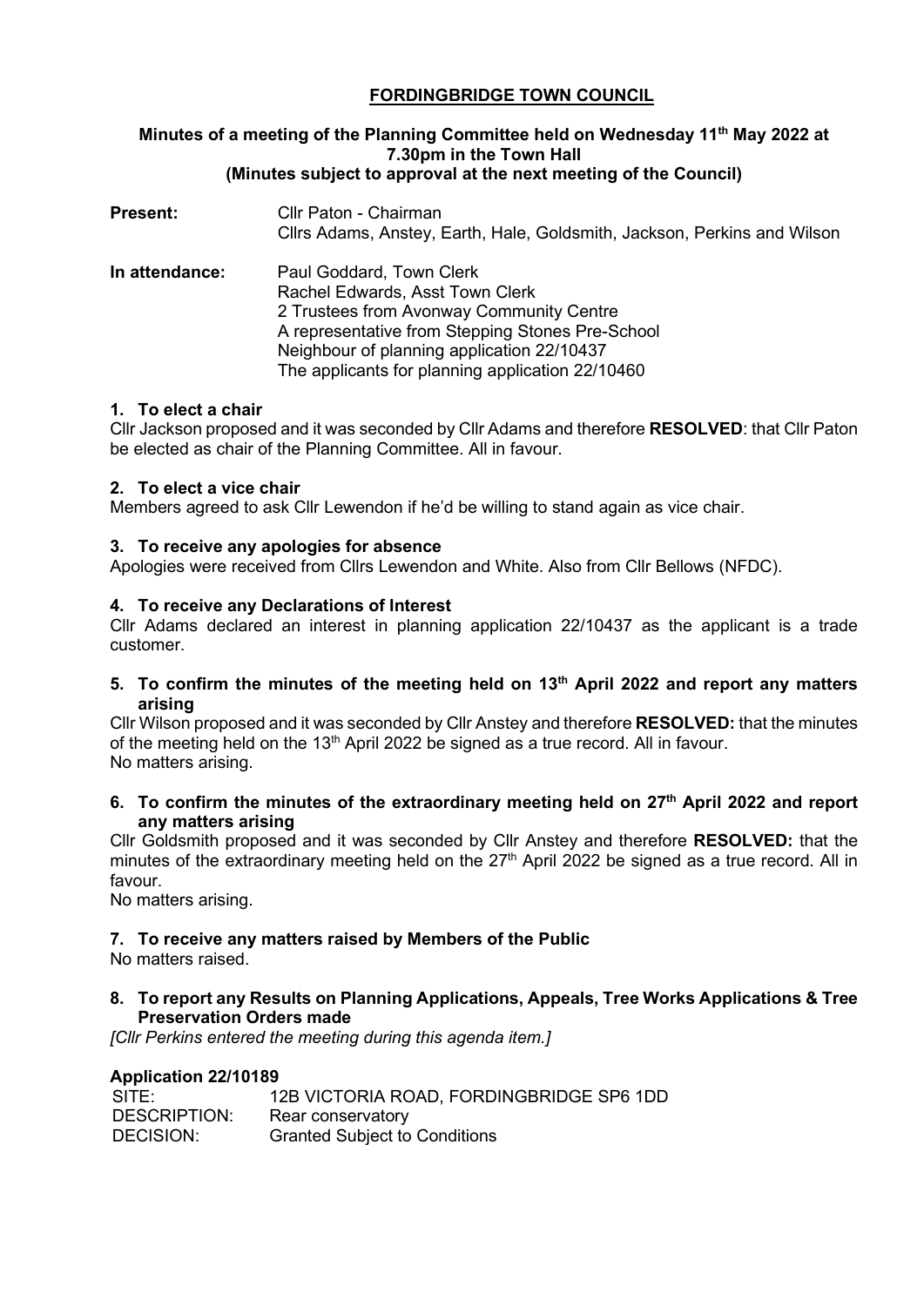# FORDINGBRIDGE TOWN COUNCIL

**Minutes of a meeting of the Planning Committee held on Wednesday 11th May 2022 at 7.30pm in the Town Hall**
**(Minutes subject to approval at the next meeting of the Council)**

**Present:** Cllr Paton - Chairman
Cllrs Adams, Anstey, Earth, Hale, Goldsmith, Jackson, Perkins and Wilson

**In attendance:** Paul Goddard, Town Clerk
Rachel Edwards, Asst Town Clerk
2 Trustees from Avonway Community Centre
A representative from Stepping Stones Pre-School
Neighbour of planning application 22/10437
The applicants for planning application 22/10460

### 1. To elect a chair

Cllr Jackson proposed and it was seconded by Cllr Adams and therefore **RESOLVED**: that Cllr Paton be elected as chair of the Planning Committee. All in favour.

### 2. To elect a vice chair

Members agreed to ask Cllr Lewendon if he'd be willing to stand again as vice chair.

### 3. To receive any apologies for absence

Apologies were received from Cllrs Lewendon and White. Also from Cllr Bellows (NFDC).

### 4. To receive any Declarations of Interest

Cllr Adams declared an interest in planning application 22/10437 as the applicant is a trade customer.

### 5. To confirm the minutes of the meeting held on 13th April 2022 and report any matters arising

Cllr Wilson proposed and it was seconded by Cllr Anstey and therefore **RESOLVED:** that the minutes of the meeting held on the 13th April 2022 be signed as a true record. All in favour.
No matters arising.

### 6. To confirm the minutes of the extraordinary meeting held on 27th April 2022 and report any matters arising

Cllr Goldsmith proposed and it was seconded by Cllr Anstey and therefore **RESOLVED:** that the minutes of the extraordinary meeting held on the 27th April 2022 be signed as a true record. All in favour.
No matters arising.

### 7. To receive any matters raised by Members of the Public

No matters raised.

### 8. To report any Results on Planning Applications, Appeals, Tree Works Applications & Tree Preservation Orders made

*[Cllr Perkins entered the meeting during this agenda item.]*

**Application 22/10189**

| | |
|---|---|
| SITE: | 12B VICTORIA ROAD, FORDINGBRIDGE SP6 1DD |
| DESCRIPTION: | Rear conservatory |
| DECISION: | Granted Subject to Conditions |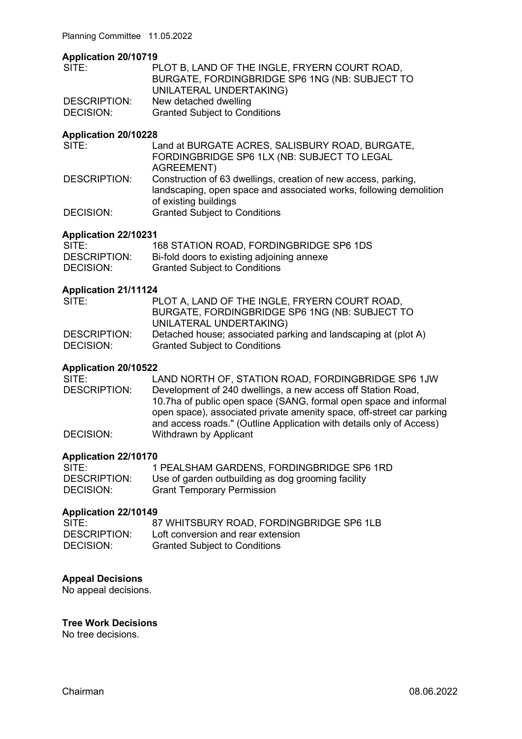**Application 20/10719**

| | |
|---|---|
| SITE: | PLOT B, LAND OF THE INGLE, FRYERN COURT ROAD, BURGATE, FORDINGBRIDGE SP6 1NG (NB: SUBJECT TO UNILATERAL UNDERTAKING) |
| DESCRIPTION: | New detached dwelling |
| DECISION: | Granted Subject to Conditions |

**Application 20/10228**

| | |
|---|---|
| SITE: | Land at BURGATE ACRES, SALISBURY ROAD, BURGATE, FORDINGBRIDGE SP6 1LX (NB: SUBJECT TO LEGAL AGREEMENT) |
| DESCRIPTION: | Construction of 63 dwellings, creation of new access, parking, landscaping, open space and associated works, following demolition of existing buildings |
| DECISION: | Granted Subject to Conditions |

**Application 22/10231**

| | |
|---|---|
| SITE: | 168 STATION ROAD, FORDINGBRIDGE SP6 1DS |
| DESCRIPTION: | Bi-fold doors to existing adjoining annexe |
| DECISION: | Granted Subject to Conditions |

**Application 21/11124**

| | |
|---|---|
| SITE: | PLOT A, LAND OF THE INGLE, FRYERN COURT ROAD, BURGATE, FORDINGBRIDGE SP6 1NG (NB: SUBJECT TO UNILATERAL UNDERTAKING) |
| DESCRIPTION: | Detached house; associated parking and landscaping at (plot A) |
| DECISION: | Granted Subject to Conditions |

**Application 20/10522**

| | |
|---|---|
| SITE: | LAND NORTH OF, STATION ROAD, FORDINGBRIDGE SP6 1JW |
| DESCRIPTION: | Development of 240 dwellings, a new access off Station Road, 10.7ha of public open space (SANG, formal open space and informal open space), associated private amenity space, off-street car parking and access roads." (Outline Application with details only of Access) |
| DECISION: | Withdrawn by Applicant |

**Application 22/10170**

| | |
|---|---|
| SITE: | 1 PEALSHAM GARDENS, FORDINGBRIDGE SP6 1RD |
| DESCRIPTION: | Use of garden outbuilding as dog grooming facility |
| DECISION: | Grant Temporary Permission |

**Application 22/10149**

| | |
|---|---|
| SITE: | 87 WHITSBURY ROAD, FORDINGBRIDGE SP6 1LB |
| DESCRIPTION: | Loft conversion and rear extension |
| DECISION: | Granted Subject to Conditions |

**Appeal Decisions**

No appeal decisions.

**Tree Work Decisions**

No tree decisions.

Chairman 08.06.2022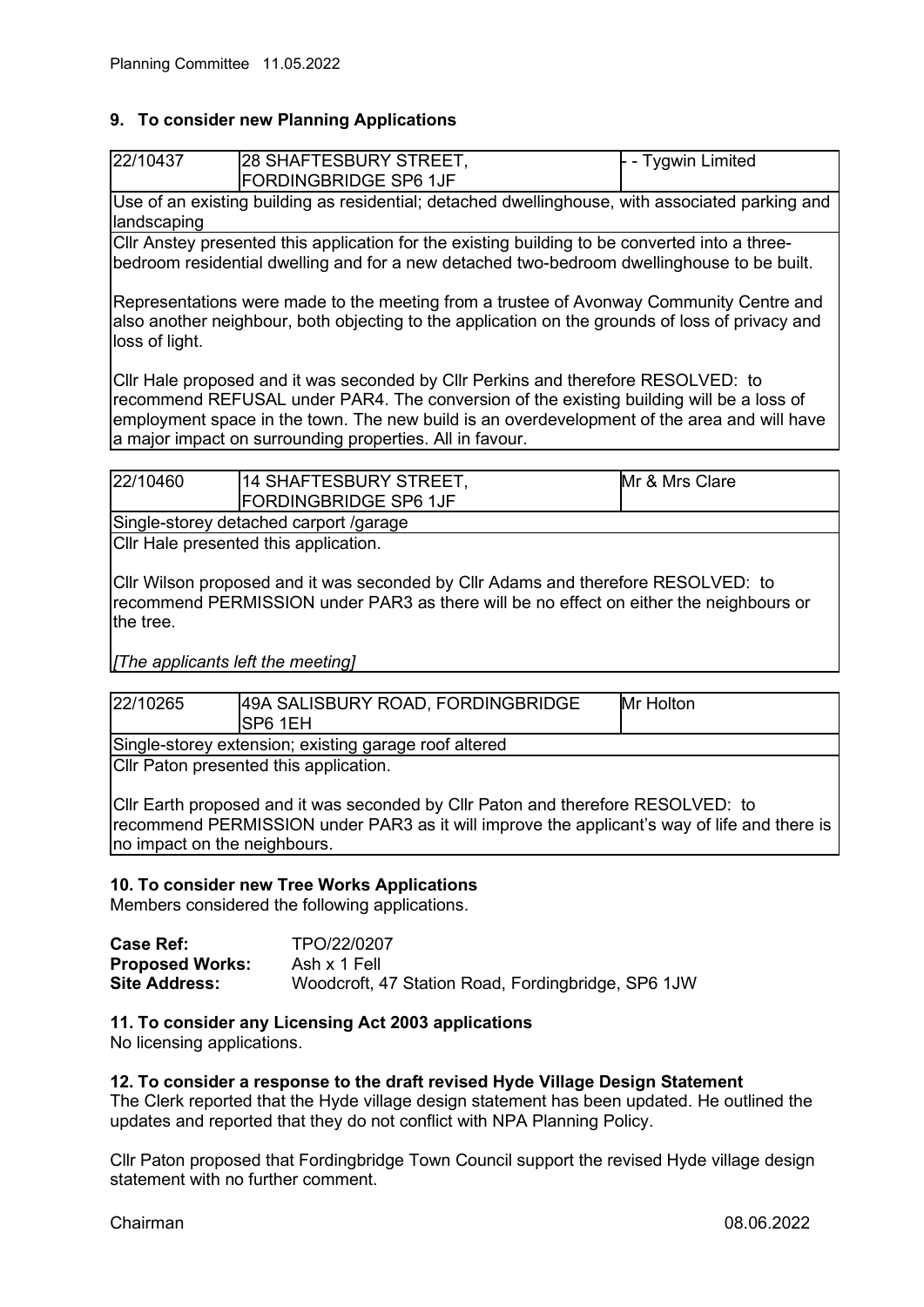## 9. To consider new Planning Applications

| 22/10437 | 28 SHAFTESBURY STREET, FORDINGBRIDGE SP6 1JF | - - Tygwin Limited |
|---|---|---|
| Use of an existing building as residential; detached dwellinghouse, with associated parking and landscaping | | |
| Cllr Anstey presented this application for the existing building to be converted into a three-bedroom residential dwelling and for a new detached two-bedroom dwellinghouse to be built.<br><br>Representations were made to the meeting from a trustee of Avonway Community Centre and also another neighbour, both objecting to the application on the grounds of loss of privacy and loss of light.<br><br>Cllr Hale proposed and it was seconded by Cllr Perkins and therefore RESOLVED: to recommend REFUSAL under PAR4. The conversion of the existing building will be a loss of employment space in the town. The new build is an overdevelopment of the area and will have a major impact on surrounding properties. All in favour. | | |

| 22/10460 | 14 SHAFTESBURY STREET, FORDINGBRIDGE SP6 1JF | Mr & Mrs Clare |
|---|---|---|
| Single-storey detached carport /garage | | |
| Cllr Hale presented this application.<br><br>Cllr Wilson proposed and it was seconded by Cllr Adams and therefore RESOLVED: to recommend PERMISSION under PAR3 as there will be no effect on either the neighbours or the tree.<br><br>*[The applicants left the meeting]* | | |

| 22/10265 | 49A SALISBURY ROAD, FORDINGBRIDGE SP6 1EH | Mr Holton |
|---|---|---|
| Single-storey extension; existing garage roof altered | | |
| Cllr Paton presented this application.<br><br>Cllr Earth proposed and it was seconded by Cllr Paton and therefore RESOLVED: to recommend PERMISSION under PAR3 as it will improve the applicant's way of life and there is no impact on the neighbours. | | |

## 10. To consider new Tree Works Applications

Members considered the following applications.

**Case Ref:** TPO/22/0207
**Proposed Works:** Ash x 1 Fell
**Site Address:** Woodcroft, 47 Station Road, Fordingbridge, SP6 1JW

## 11. To consider any Licensing Act 2003 applications

No licensing applications.

## 12. To consider a response to the draft revised Hyde Village Design Statement

The Clerk reported that the Hyde village design statement has been updated. He outlined the updates and reported that they do not conflict with NPA Planning Policy.

Cllr Paton proposed that Fordingbridge Town Council support the revised Hyde village design statement with no further comment.

Chairman 08.06.2022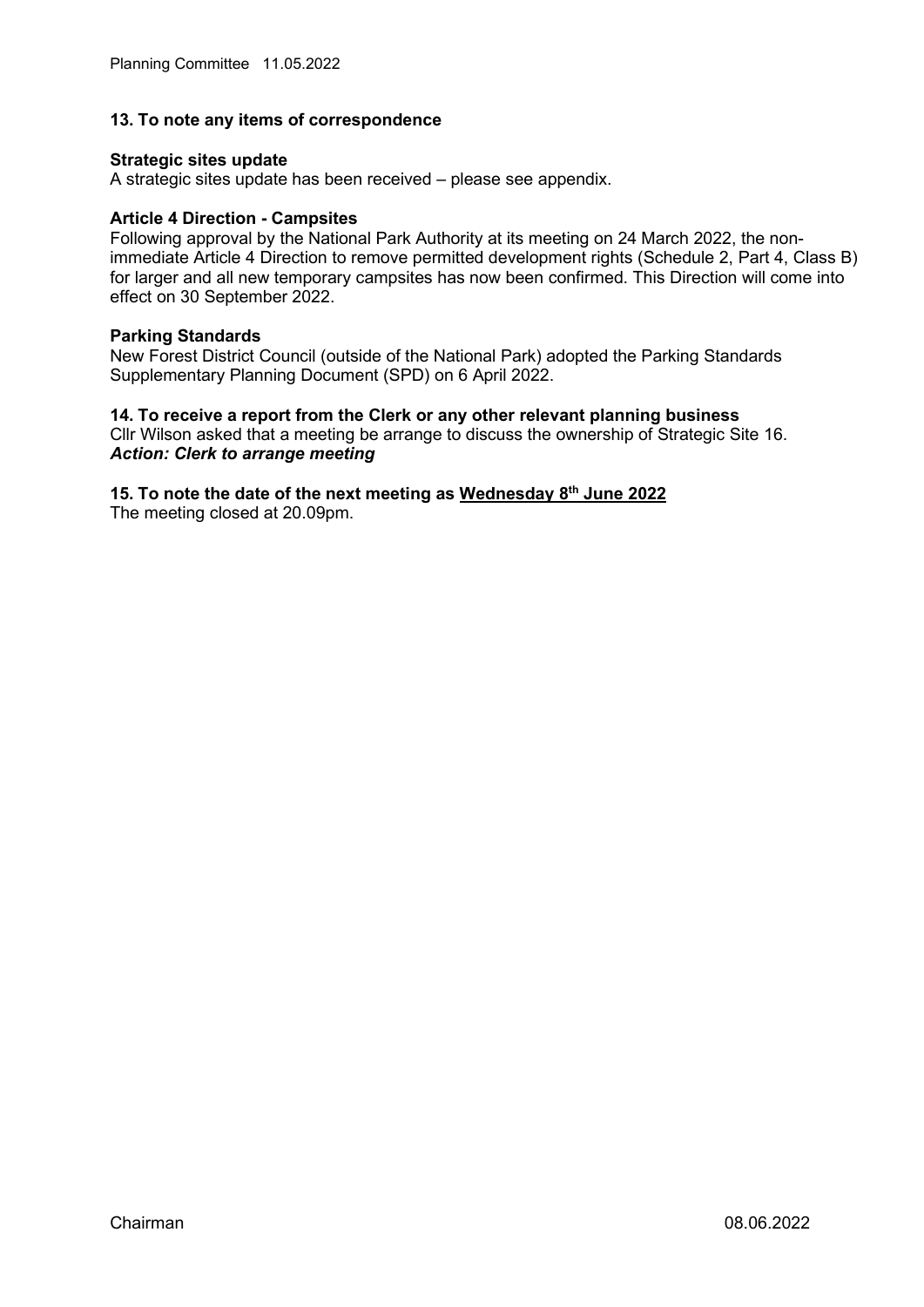## 13. To note any items of correspondence

**Strategic sites update**

A strategic sites update has been received – please see appendix.

**Article 4 Direction - Campsites**

Following approval by the National Park Authority at its meeting on 24 March 2022, the non-immediate Article 4 Direction to remove permitted development rights (Schedule 2, Part 4, Class B) for larger and all new temporary campsites has now been confirmed. This Direction will come into effect on 30 September 2022.

**Parking Standards**

New Forest District Council (outside of the National Park) adopted the Parking Standards Supplementary Planning Document (SPD) on 6 April 2022.

## 14. To receive a report from the Clerk or any other relevant planning business

Cllr Wilson asked that a meeting be arrange to discuss the ownership of Strategic Site 16.

***Action: Clerk to arrange meeting***

## 15. To note the date of the next meeting as Wednesday 8th June 2022

The meeting closed at 20.09pm.

Chairman 08.06.2022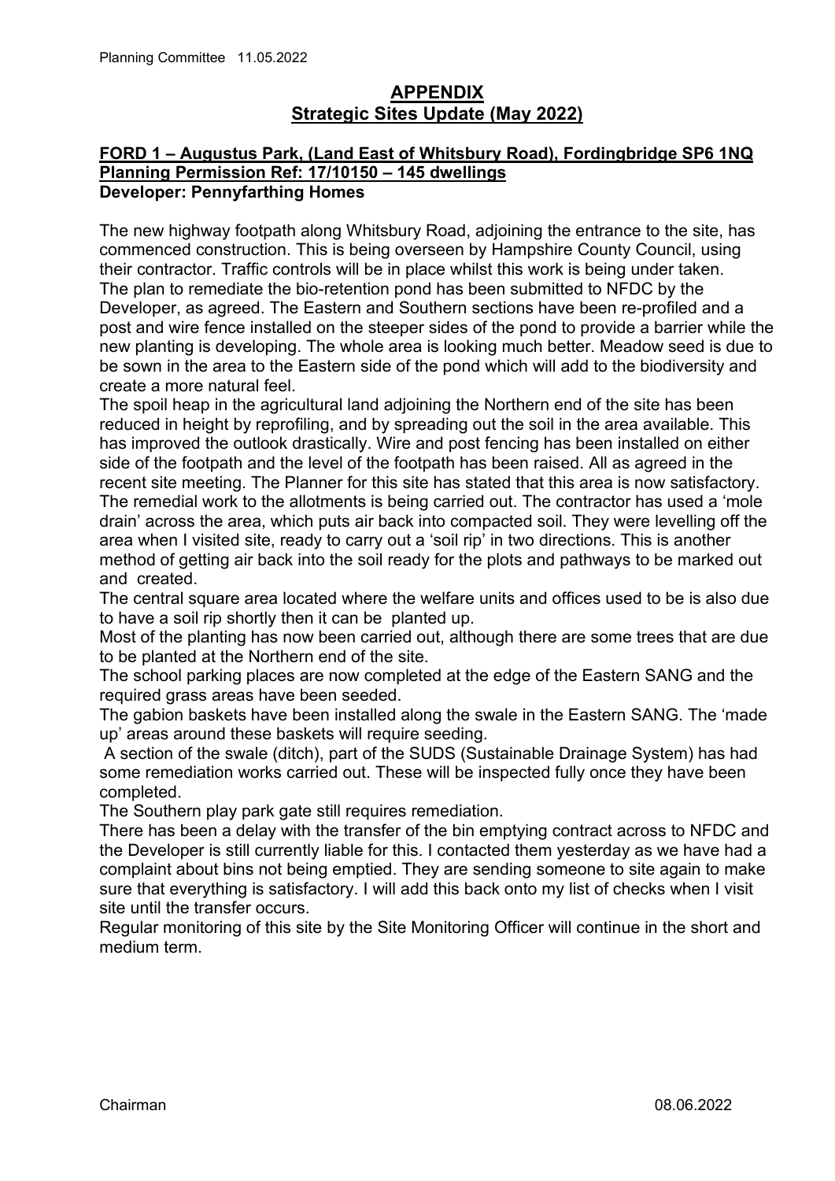# APPENDIX
## Strategic Sites Update (May 2022)

**FORD 1 – Augustus Park, (Land East of Whitsbury Road), Fordingbridge SP6 1NQ**
**Planning Permission Ref: 17/10150 – 145 dwellings**
**Developer: Pennyfarthing Homes**

The new highway footpath along Whitsbury Road, adjoining the entrance to the site, has commenced construction. This is being overseen by Hampshire County Council, using their contractor. Traffic controls will be in place whilst this work is being under taken.
The plan to remediate the bio-retention pond has been submitted to NFDC by the Developer, as agreed. The Eastern and Southern sections have been re-profiled and a post and wire fence installed on the steeper sides of the pond to provide a barrier while the new planting is developing. The whole area is looking much better. Meadow seed is due to be sown in the area to the Eastern side of the pond which will add to the biodiversity and create a more natural feel.
The spoil heap in the agricultural land adjoining the Northern end of the site has been reduced in height by reprofiling, and by spreading out the soil in the area available. This has improved the outlook drastically. Wire and post fencing has been installed on either side of the footpath and the level of the footpath has been raised. All as agreed in the recent site meeting. The Planner for this site has stated that this area is now satisfactory.
The remedial work to the allotments is being carried out. The contractor has used a 'mole drain' across the area, which puts air back into compacted soil. They were levelling off the area when I visited site, ready to carry out a 'soil rip' in two directions. This is another method of getting air back into the soil ready for the plots and pathways to be marked out and created.
The central square area located where the welfare units and offices used to be is also due to have a soil rip shortly then it can be planted up.
Most of the planting has now been carried out, although there are some trees that are due to be planted at the Northern end of the site.
The school parking places are now completed at the edge of the Eastern SANG and the required grass areas have been seeded.
The gabion baskets have been installed along the swale in the Eastern SANG. The 'made up' areas around these baskets will require seeding.
A section of the swale (ditch), part of the SUDS (Sustainable Drainage System) has had some remediation works carried out. These will be inspected fully once they have been completed.
The Southern play park gate still requires remediation.
There has been a delay with the transfer of the bin emptying contract across to NFDC and the Developer is still currently liable for this. I contacted them yesterday as we have had a complaint about bins not being emptied. They are sending someone to site again to make sure that everything is satisfactory. I will add this back onto my list of checks when I visit site until the transfer occurs.
Regular monitoring of this site by the Site Monitoring Officer will continue in the short and medium term.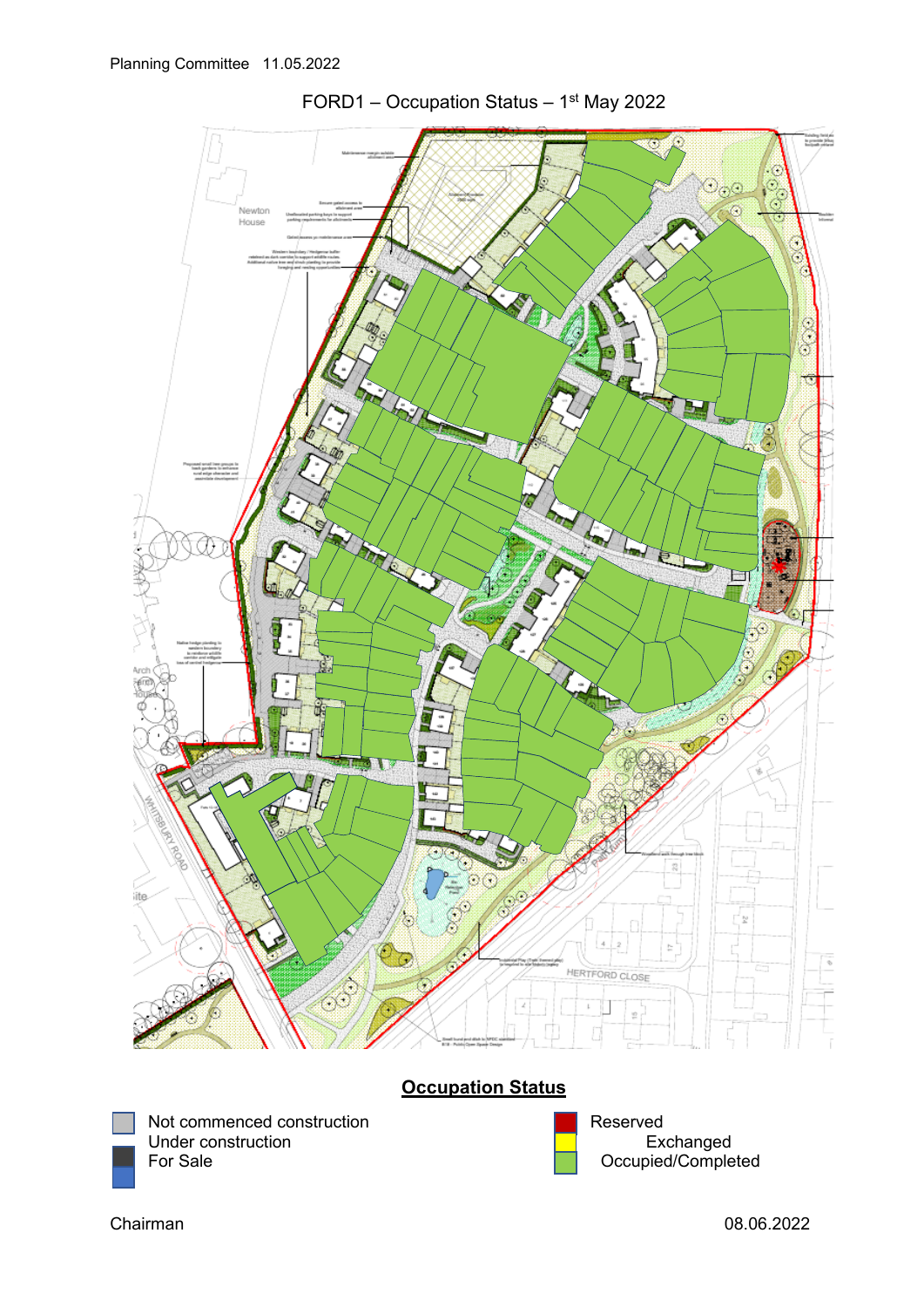Planning Committee 11.05.2022

FORD1 – Occupation Status – 1st May 2022

Newton House

WHITSBURY ROAD

HERTFORD CLOSE

## Occupation Status

Not commenced construction
Under construction
For Sale

Reserved
Exchanged
Occupied/Completed

Chairman 08.06.2022